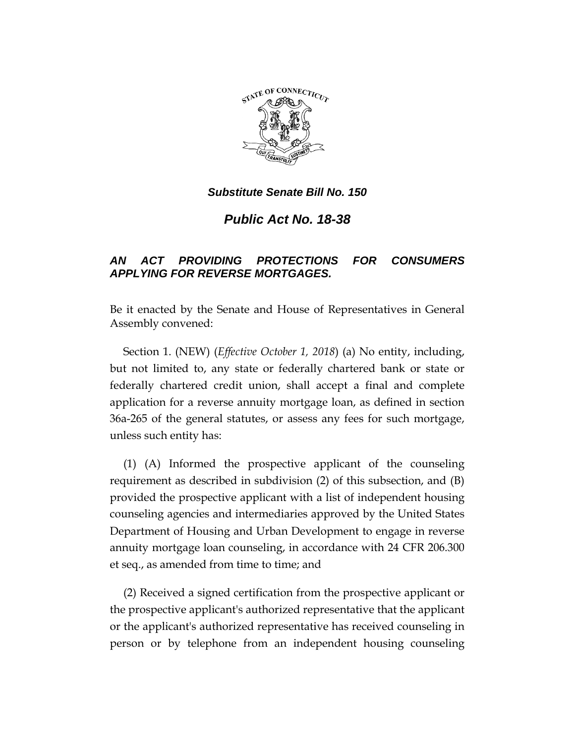***Substitute Senate Bill No. 150***

# *Public Act No. 18-38*

## *AN ACT PROVIDING PROTECTIONS FOR CONSUMERS APPLYING FOR REVERSE MORTGAGES.*

Be it enacted by the Senate and House of Representatives in General Assembly convened:

Section 1. (NEW) (*Effective October 1, 2018*) (a) No entity, including, but not limited to, any state or federally chartered bank or state or federally chartered credit union, shall accept a final and complete application for a reverse annuity mortgage loan, as defined in section 36a-265 of the general statutes, or assess any fees for such mortgage, unless such entity has:

(1) (A) Informed the prospective applicant of the counseling requirement as described in subdivision (2) of this subsection, and (B) provided the prospective applicant with a list of independent housing counseling agencies and intermediaries approved by the United States Department of Housing and Urban Development to engage in reverse annuity mortgage loan counseling, in accordance with 24 CFR 206.300 et seq., as amended from time to time; and

(2) Received a signed certification from the prospective applicant or the prospective applicant's authorized representative that the applicant or the applicant's authorized representative has received counseling in person or by telephone from an independent housing counseling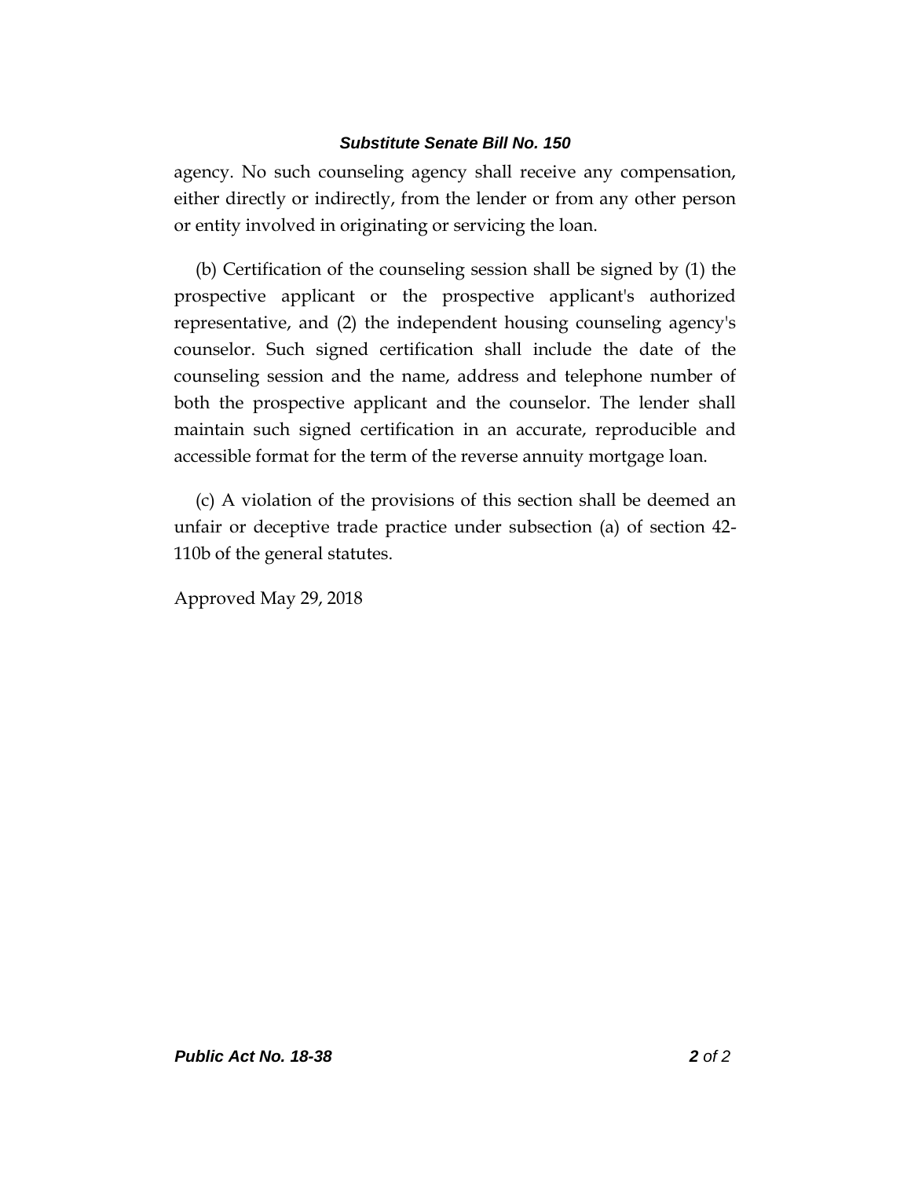agency. No such counseling agency shall receive any compensation, either directly or indirectly, from the lender or from any other person or entity involved in originating or servicing the loan.

(b) Certification of the counseling session shall be signed by (1) the prospective applicant or the prospective applicant's authorized representative, and (2) the independent housing counseling agency's counselor. Such signed certification shall include the date of the counseling session and the name, address and telephone number of both the prospective applicant and the counselor. The lender shall maintain such signed certification in an accurate, reproducible and accessible format for the term of the reverse annuity mortgage loan.

(c) A violation of the provisions of this section shall be deemed an unfair or deceptive trade practice under subsection (a) of section 42-110b of the general statutes.

Approved May 29, 2018